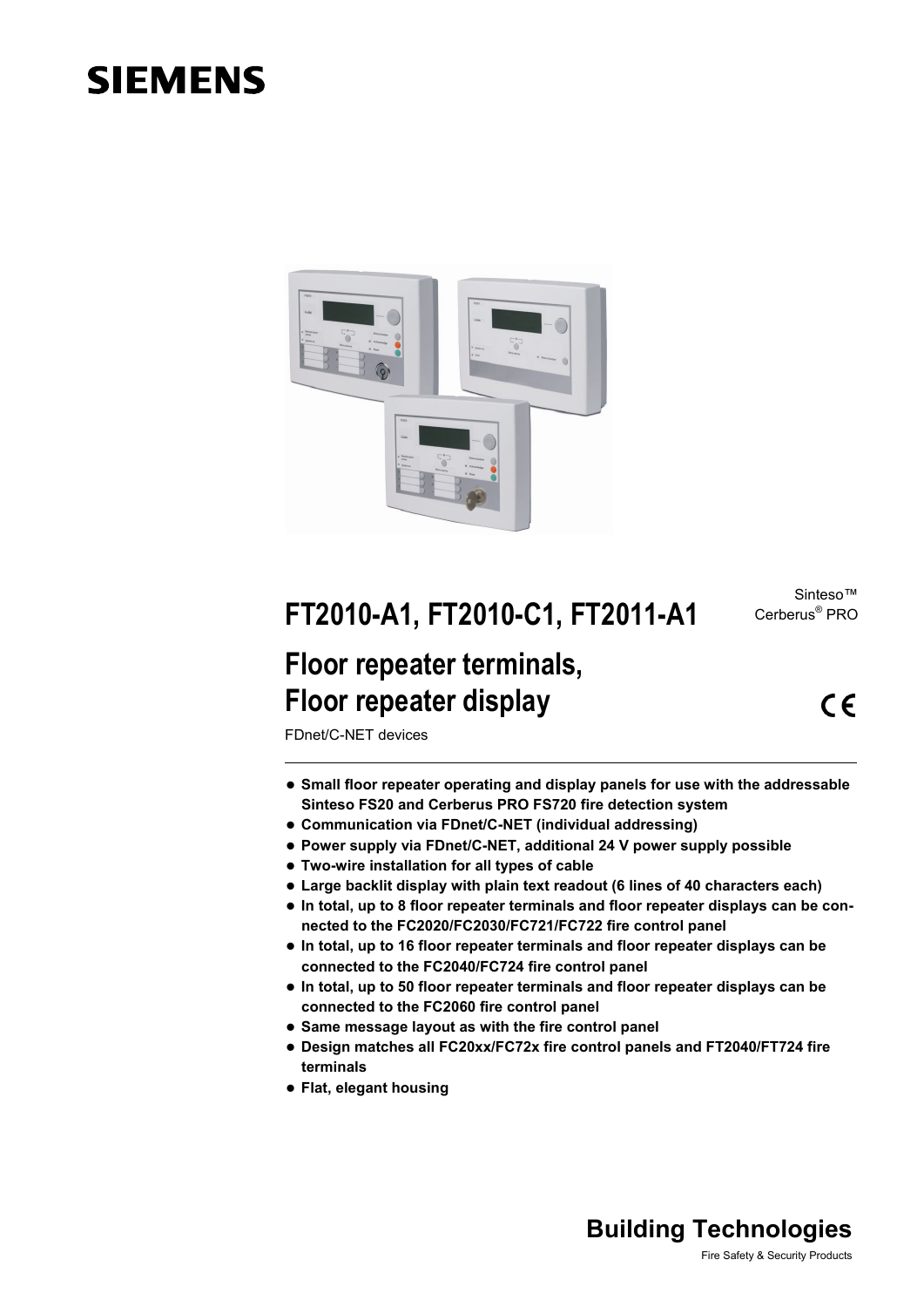SIEMENS

Sinteso™
Cerberus® PRO

# FT2010-A1, FT2010-C1, FT2011-A1

# Floor repeater terminals, Floor repeater display

CE

FDnet/C-NET devices

- **Small floor repeater operating and display panels for use with the addressable Sinteso FS20 and Cerberus PRO FS720 fire detection system**
- **Communication via FDnet/C-NET (individual addressing)**
- **Power supply via FDnet/C-NET, additional 24 V power supply possible**
- **Two-wire installation for all types of cable**
- **Large backlit display with plain text readout (6 lines of 40 characters each)**
- **In total, up to 8 floor repeater terminals and floor repeater displays can be connected to the FC2020/FC2030/FC721/FC722 fire control panel**
- **In total, up to 16 floor repeater terminals and floor repeater displays can be connected to the FC2040/FC724 fire control panel**
- **In total, up to 50 floor repeater terminals and floor repeater displays can be connected to the FC2060 fire control panel**
- **Same message layout as with the fire control panel**
- **Design matches all FC20xx/FC72x fire control panels and FT2040/FT724 fire terminals**
- **Flat, elegant housing**

**Building Technologies**

Fire Safety & Security Products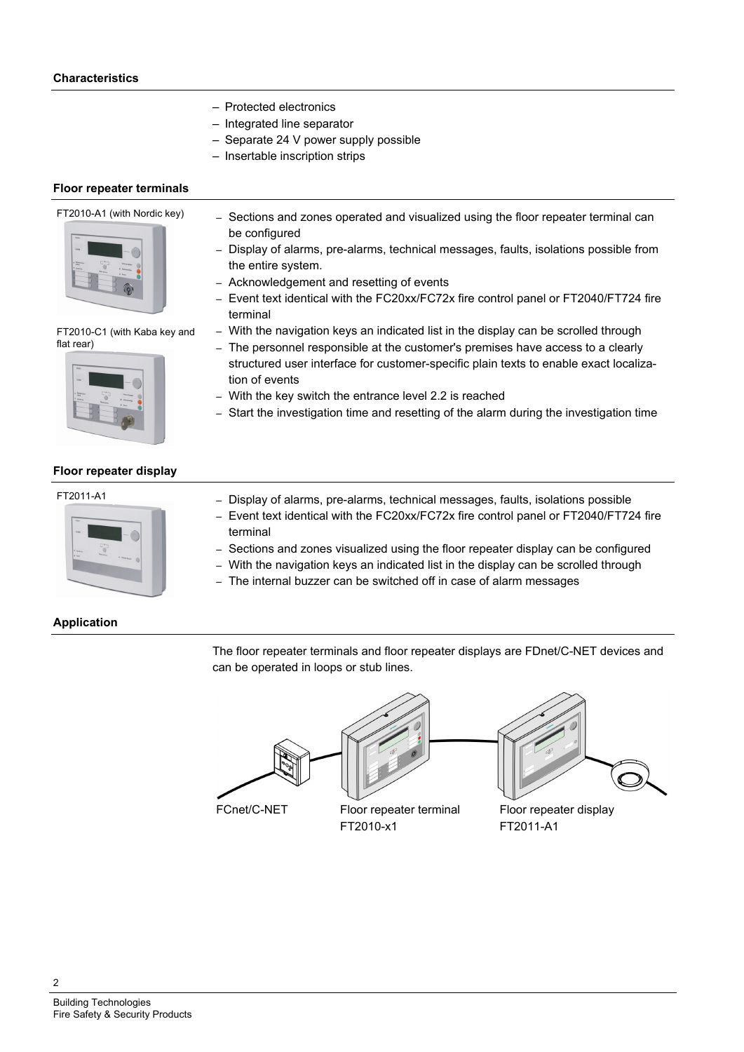### Characteristics

- Protected electronics
- Integrated line separator
- Separate 24 V power supply possible
- Insertable inscription strips

### Floor repeater terminals

FT2010-A1 (with Nordic key)

FT2010-C1 (with Kaba key and flat rear)

- Sections and zones operated and visualized using the floor repeater terminal can be configured
- Display of alarms, pre-alarms, technical messages, faults, isolations possible from the entire system.
- Acknowledgement and resetting of events
- Event text identical with the FC20xx/FC72x fire control panel or FT2040/FT724 fire terminal
- With the navigation keys an indicated list in the display can be scrolled through
- The personnel responsible at the customer's premises have access to a clearly structured user interface for customer-specific plain texts to enable exact localization of events
- With the key switch the entrance level 2.2 is reached
- Start the investigation time and resetting of the alarm during the investigation time

### Floor repeater display

FT2011-A1

- Display of alarms, pre-alarms, technical messages, faults, isolations possible
- Event text identical with the FC20xx/FC72x fire control panel or FT2040/FT724 fire terminal
- Sections and zones visualized using the floor repeater display can be configured
- With the navigation keys an indicated list in the display can be scrolled through
- The internal buzzer can be switched off in case of alarm messages

### Application

The floor repeater terminals and floor repeater displays are FDnet/C-NET devices and can be operated in loops or stub lines.

FCnet/C-NET

Floor repeater terminal FT2010-x1

Floor repeater display FT2011-A1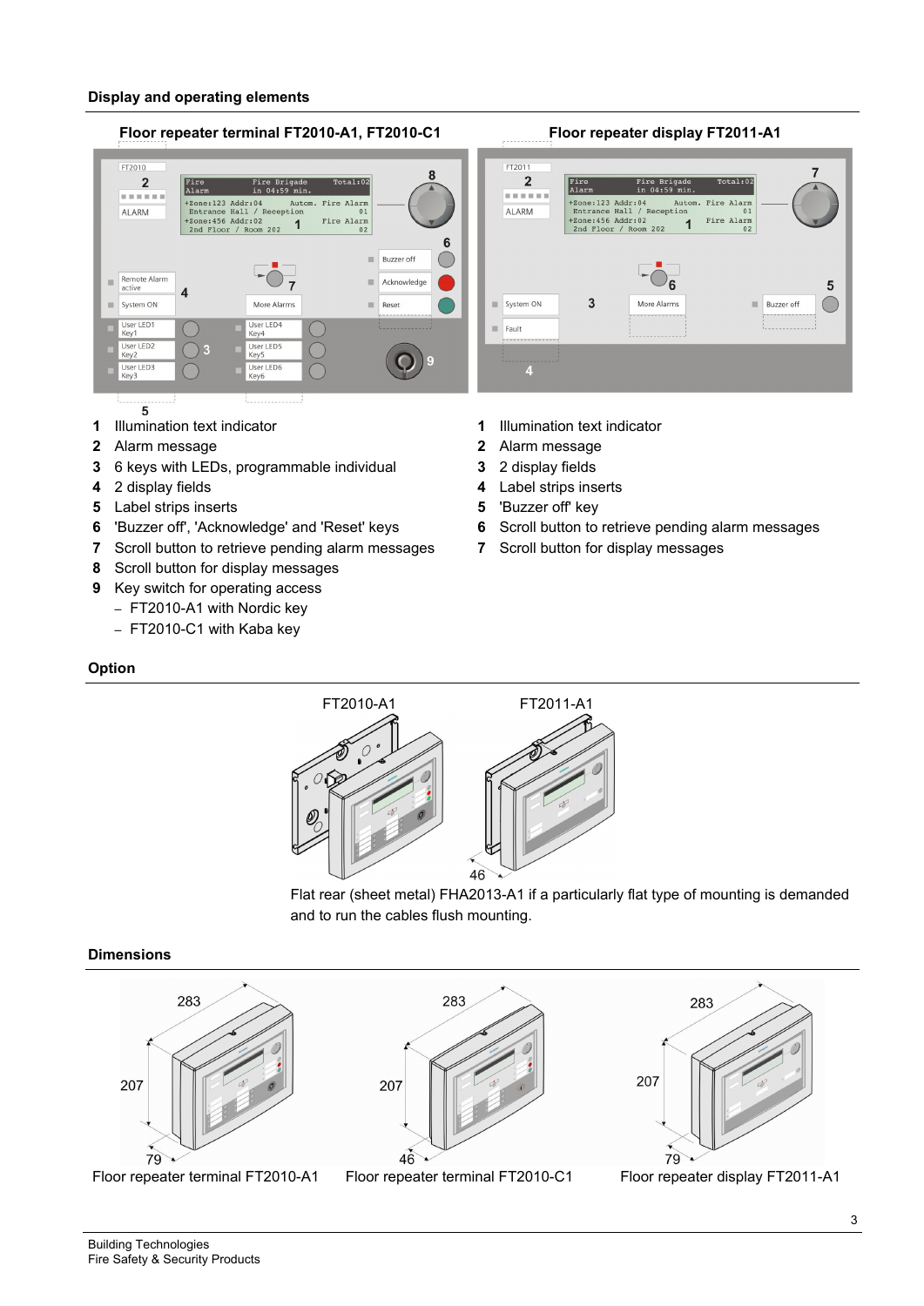## Display and operating elements

### Floor repeater terminal FT2010-A1, FT2010-C1

1 Illumination text indicator
2 Alarm message
3 6 keys with LEDs, programmable individual
4 2 display fields
5 Label strips inserts
6 'Buzzer off', 'Acknowledge' and 'Reset' keys
7 Scroll button to retrieve pending alarm messages
8 Scroll button for display messages
9 Key switch for operating access
- FT2010-A1 with Nordic key
- FT2010-C1 with Kaba key

### Floor repeater display FT2011-A1

1 Illumination text indicator
2 Alarm message
3 2 display fields
4 Label strips inserts
5 'Buzzer off' key
6 Scroll button to retrieve pending alarm messages
7 Scroll button for display messages

## Option

FT2010-A1 FT2011-A1

Flat rear (sheet metal) FHA2013-A1 if a particularly flat type of mounting is demanded and to run the cables flush mounting.

## Dimensions

Floor repeater terminal FT2010-A1 (283 × 207 × 79)

Floor repeater terminal FT2010-C1 (283 × 207 × 46)

Floor repeater display FT2011-A1 (283 × 207 × 79)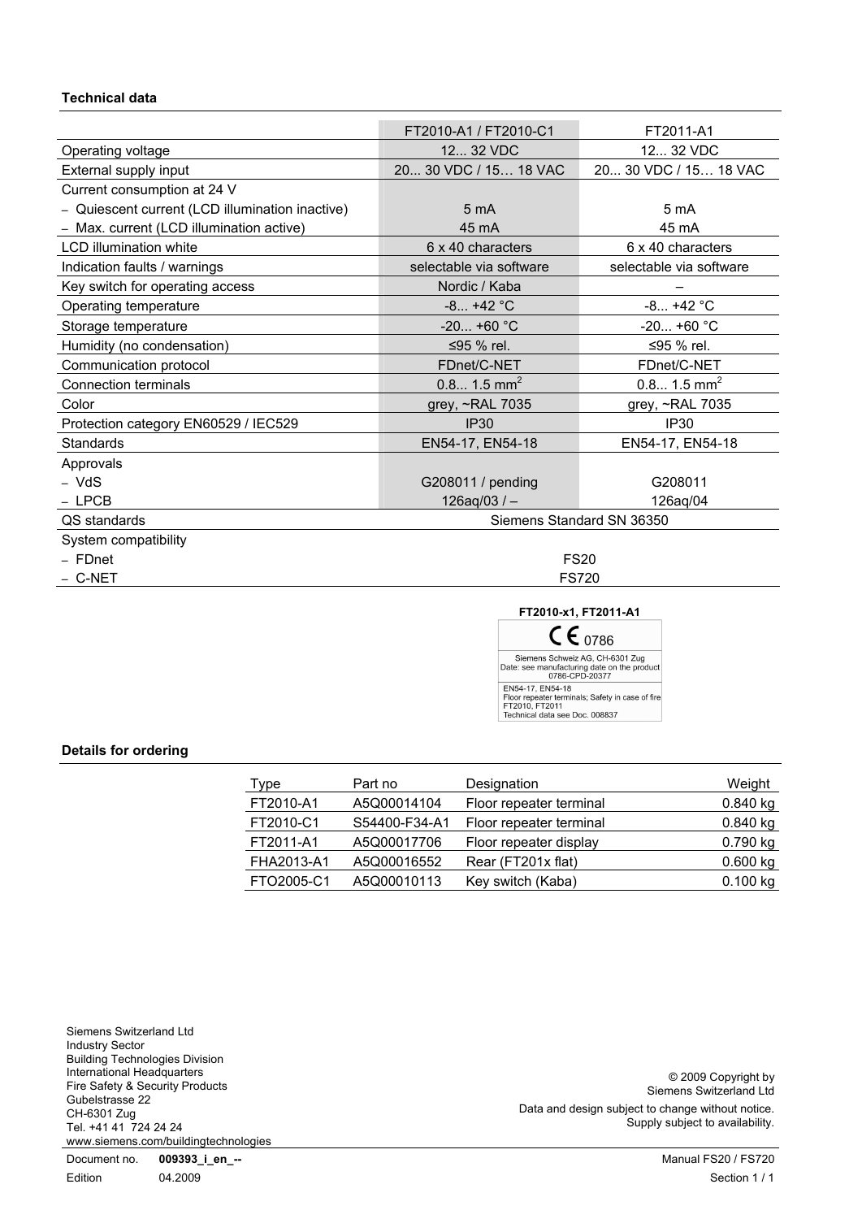**Technical data**

| | FT2010-A1 / FT2010-C1 | FT2011-A1 |
|---|---|---|
| Operating voltage | 12... 32 VDC | 12... 32 VDC |
| External supply input | 20... 30 VDC / 15… 18 VAC | 20... 30 VDC / 15… 18 VAC |
| Current consumption at 24 V | | |
| – Quiescent current (LCD illumination inactive) | 5 mA | 5 mA |
| – Max. current (LCD illumination active) | 45 mA | 45 mA |
| LCD illumination white | 6 x 40 characters | 6 x 40 characters |
| Indication faults / warnings | selectable via software | selectable via software |
| Key switch for operating access | Nordic / Kaba | – |
| Operating temperature | -8... +42 °C | -8... +42 °C |
| Storage temperature | -20... +60 °C | -20... +60 °C |
| Humidity (no condensation) | ≤95 % rel. | ≤95 % rel. |
| Communication protocol | FDnet/C-NET | FDnet/C-NET |
| Connection terminals | 0.8... 1.5 mm$^2$ | 0.8... 1.5 mm$^2$ |
| Color | grey, ~RAL 7035 | grey, ~RAL 7035 |
| Protection category EN60529 / IEC529 | IP30 | IP30 |
| Standards | EN54-17, EN54-18 | EN54-17, EN54-18 |
| Approvals | | |
| – VdS | G208011 / pending | G208011 |
| – LPCB | 126aq/03 / – | 126aq/04 |
| QS standards | Siemens Standard SN 36350 | |
| System compatibility | | |
| – FDnet | FS20 | |
| – C-NET | FS720 | |

**FT2010-x1, FT2011-A1**

CE 0786

Siemens Schweiz AG, CH-6301 Zug
Date: see manufacturing date on the product
0786-CPD-20377

EN54-17, EN54-18
Floor repeater terminals; Safety in case of fire
FT2010, FT2011
Technical data see Doc. 008837

**Details for ordering**

| Type | Part no | Designation | Weight |
|---|---|---|---|
| FT2010-A1 | A5Q00014104 | Floor repeater terminal | 0.840 kg |
| FT2010-C1 | S54400-F34-A1 | Floor repeater terminal | 0.840 kg |
| FT2011-A1 | A5Q00017706 | Floor repeater display | 0.790 kg |
| FHA2013-A1 | A5Q00016552 | Rear (FT201x flat) | 0.600 kg |
| FTO2005-C1 | A5Q00010113 | Key switch (Kaba) | 0.100 kg |

Siemens Switzerland Ltd
Industry Sector
Building Technologies Division
International Headquarters
Fire Safety & Security Products
Gubelstrasse 22
CH-6301 Zug
Tel. +41 41 724 24 24
www.siemens.com/buildingtechnologies

© 2009 Copyright by
Siemens Switzerland Ltd

Data and design subject to change without notice.
Supply subject to availability.

Document no. **009393_i_en_--** Manual FS20 / FS720

Edition 04.2009